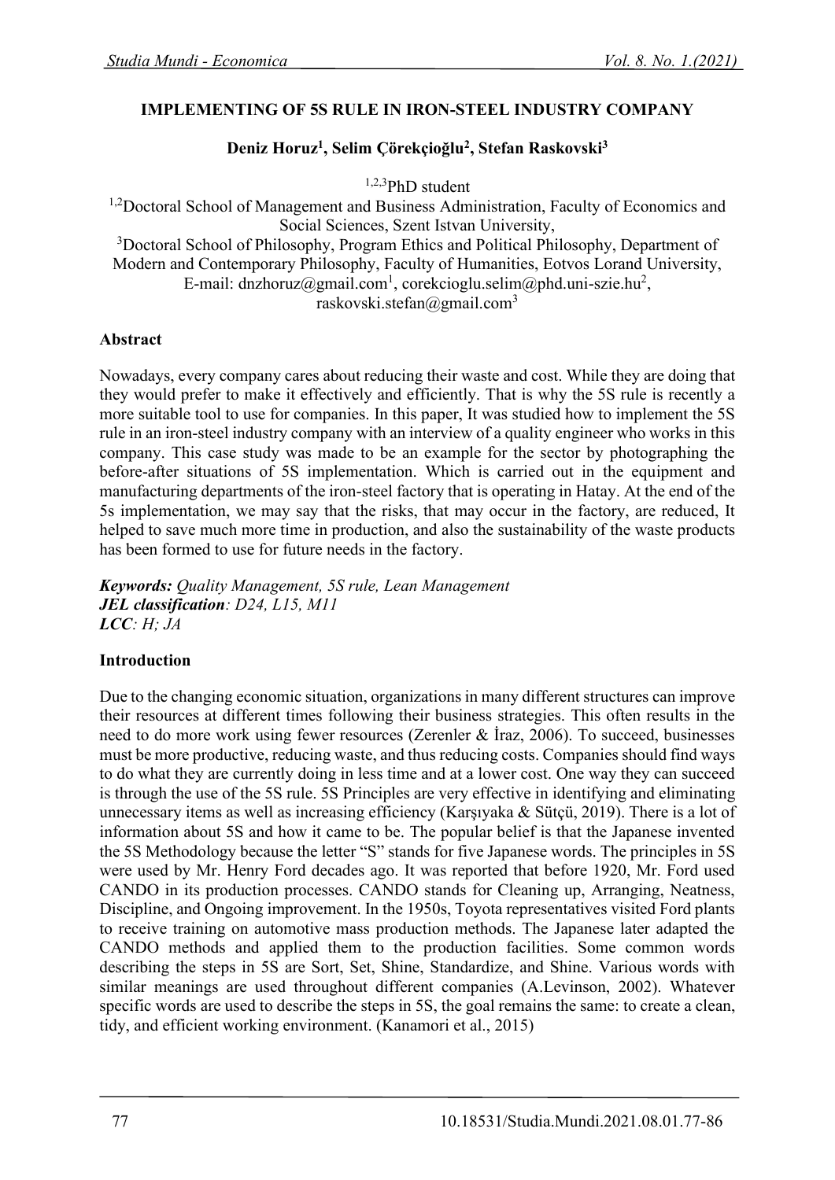# IMPLEMENTING OF 5S RULE IN IRON-STEEL INDUSTRY COMPANY

**Deniz Horuz[1], Selim Çörekçioğlu[2], Stefan Raskovski[3]**

[1,2,3]PhD student

[1,2]Doctoral School of Management and Business Administration, Faculty of Economics and Social Sciences, Szent Istvan University,

[3]Doctoral School of Philosophy, Program Ethics and Political Philosophy, Department of Modern and Contemporary Philosophy, Faculty of Humanities, Eotvos Lorand University,

E-mail: dnzhoruz@gmail.com[1], corekcioglu.selim@phd.uni-szie.hu[2], raskovski.stefan@gmail.com[3]

## Abstract

Nowadays, every company cares about reducing their waste and cost. While they are doing that they would prefer to make it effectively and efficiently. That is why the 5S rule is recently a more suitable tool to use for companies. In this paper, It was studied how to implement the 5S rule in an iron-steel industry company with an interview of a quality engineer who works in this company. This case study was made to be an example for the sector by photographing the before-after situations of 5S implementation. Which is carried out in the equipment and manufacturing departments of the iron-steel factory that is operating in Hatay. At the end of the 5s implementation, we may say that the risks, that may occur in the factory, are reduced, It helped to save much more time in production, and also the sustainability of the waste products has been formed to use for future needs in the factory.

***Keywords:*** *Quality Management, 5S rule, Lean Management*
***JEL classification****: D24, L15, M11*
***LCC****: H; JA*

## Introduction

Due to the changing economic situation, organizations in many different structures can improve their resources at different times following their business strategies. This often results in the need to do more work using fewer resources (Zerenler & İraz, 2006). To succeed, businesses must be more productive, reducing waste, and thus reducing costs. Companies should find ways to do what they are currently doing in less time and at a lower cost. One way they can succeed is through the use of the 5S rule. 5S Principles are very effective in identifying and eliminating unnecessary items as well as increasing efficiency (Karşıyaka & Sütçü, 2019). There is a lot of information about 5S and how it came to be. The popular belief is that the Japanese invented the 5S Methodology because the letter "S" stands for five Japanese words. The principles in 5S were used by Mr. Henry Ford decades ago. It was reported that before 1920, Mr. Ford used CANDO in its production processes. CANDO stands for Cleaning up, Arranging, Neatness, Discipline, and Ongoing improvement. In the 1950s, Toyota representatives visited Ford plants to receive training on automotive mass production methods. The Japanese later adapted the CANDO methods and applied them to the production facilities. Some common words describing the steps in 5S are Sort, Set, Shine, Standardize, and Shine. Various words with similar meanings are used throughout different companies (A.Levinson, 2002). Whatever specific words are used to describe the steps in 5S, the goal remains the same: to create a clean, tidy, and efficient working environment. (Kanamori et al., 2015)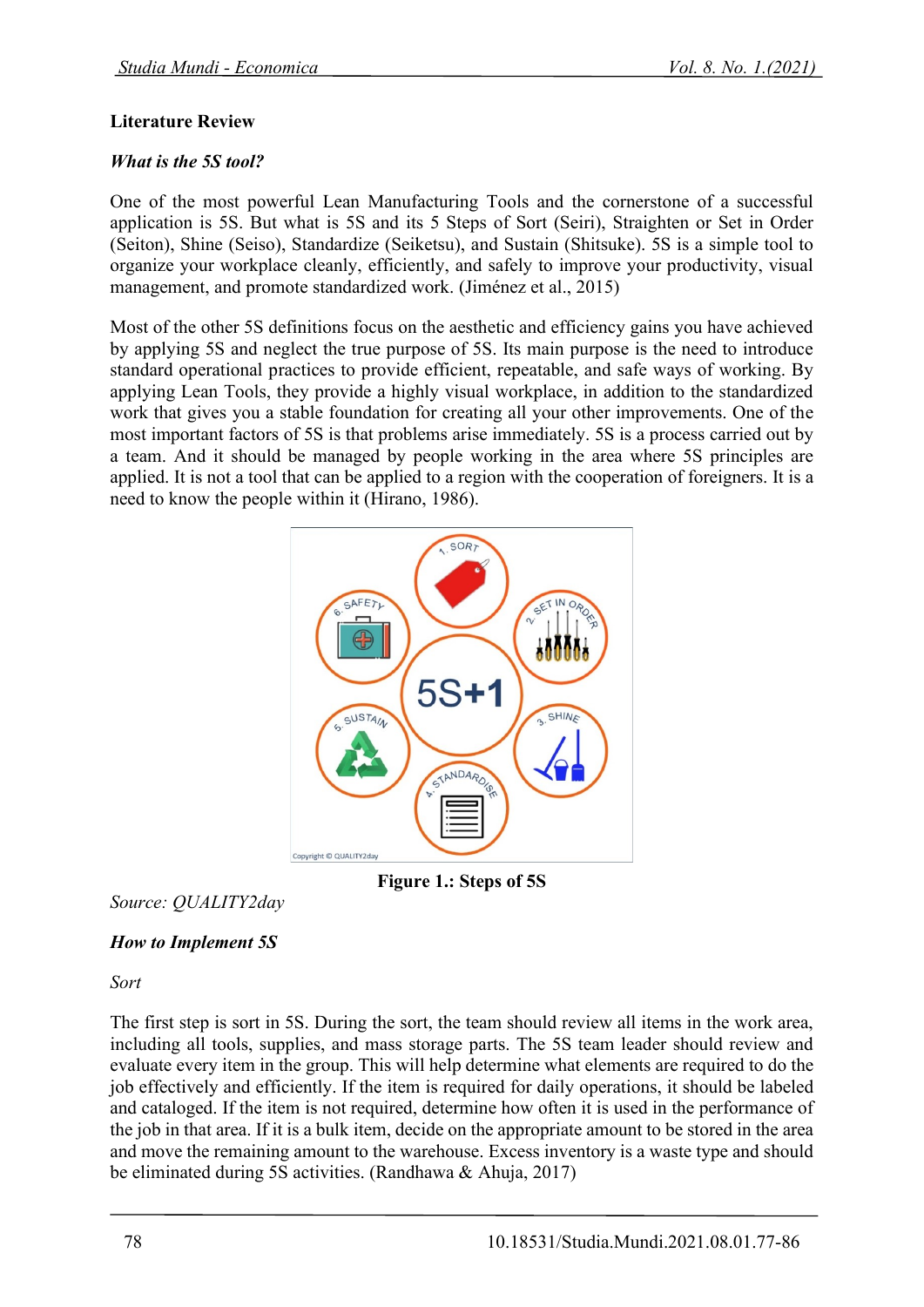## Literature Review

### *What is the 5S tool?*

One of the most powerful Lean Manufacturing Tools and the cornerstone of a successful application is 5S. But what is 5S and its 5 Steps of Sort (Seiri), Straighten or Set in Order (Seiton), Shine (Seiso), Standardize (Seiketsu), and Sustain (Shitsuke). 5S is a simple tool to organize your workplace cleanly, efficiently, and safely to improve your productivity, visual management, and promote standardized work. (Jiménez et al., 2015)

Most of the other 5S definitions focus on the aesthetic and efficiency gains you have achieved by applying 5S and neglect the true purpose of 5S. Its main purpose is the need to introduce standard operational practices to provide efficient, repeatable, and safe ways of working. By applying Lean Tools, they provide a highly visual workplace, in addition to the standardized work that gives you a stable foundation for creating all your other improvements. One of the most important factors of 5S is that problems arise immediately. 5S is a process carried out by a team. And it should be managed by people working in the area where 5S principles are applied. It is not a tool that can be applied to a region with the cooperation of foreigners. It is a need to know the people within it (Hirano, 1986).

**Figure 1.: Steps of 5S**

*Source: QUALITY2day*

### *How to Implement 5S*

*Sort*

The first step is sort in 5S. During the sort, the team should review all items in the work area, including all tools, supplies, and mass storage parts. The 5S team leader should review and evaluate every item in the group. This will help determine what elements are required to do the job effectively and efficiently. If the item is required for daily operations, it should be labeled and cataloged. If the item is not required, determine how often it is used in the performance of the job in that area. If it is a bulk item, decide on the appropriate amount to be stored in the area and move the remaining amount to the warehouse. Excess inventory is a waste type and should be eliminated during 5S activities. (Randhawa & Ahuja, 2017)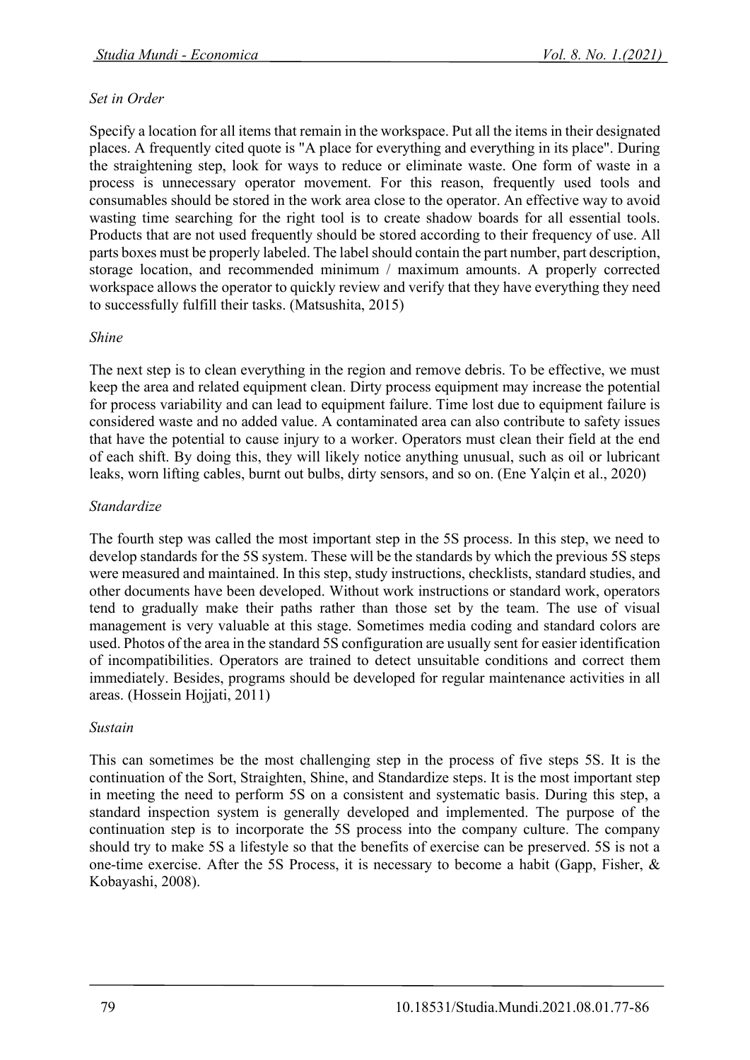*Set in Order*

Specify a location for all items that remain in the workspace. Put all the items in their designated places. A frequently cited quote is "A place for everything and everything in its place". During the straightening step, look for ways to reduce or eliminate waste. One form of waste in a process is unnecessary operator movement. For this reason, frequently used tools and consumables should be stored in the work area close to the operator. An effective way to avoid wasting time searching for the right tool is to create shadow boards for all essential tools. Products that are not used frequently should be stored according to their frequency of use. All parts boxes must be properly labeled. The label should contain the part number, part description, storage location, and recommended minimum / maximum amounts. A properly corrected workspace allows the operator to quickly review and verify that they have everything they need to successfully fulfill their tasks. (Matsushita, 2015)

*Shine*

The next step is to clean everything in the region and remove debris. To be effective, we must keep the area and related equipment clean. Dirty process equipment may increase the potential for process variability and can lead to equipment failure. Time lost due to equipment failure is considered waste and no added value. A contaminated area can also contribute to safety issues that have the potential to cause injury to a worker. Operators must clean their field at the end of each shift. By doing this, they will likely notice anything unusual, such as oil or lubricant leaks, worn lifting cables, burnt out bulbs, dirty sensors, and so on. (Ene Yalçin et al., 2020)

*Standardize*

The fourth step was called the most important step in the 5S process. In this step, we need to develop standards for the 5S system. These will be the standards by which the previous 5S steps were measured and maintained. In this step, study instructions, checklists, standard studies, and other documents have been developed. Without work instructions or standard work, operators tend to gradually make their paths rather than those set by the team. The use of visual management is very valuable at this stage. Sometimes media coding and standard colors are used. Photos of the area in the standard 5S configuration are usually sent for easier identification of incompatibilities. Operators are trained to detect unsuitable conditions and correct them immediately. Besides, programs should be developed for regular maintenance activities in all areas. (Hossein Hojjati, 2011)

*Sustain*

This can sometimes be the most challenging step in the process of five steps 5S. It is the continuation of the Sort, Straighten, Shine, and Standardize steps. It is the most important step in meeting the need to perform 5S on a consistent and systematic basis. During this step, a standard inspection system is generally developed and implemented. The purpose of the continuation step is to incorporate the 5S process into the company culture. The company should try to make 5S a lifestyle so that the benefits of exercise can be preserved. 5S is not a one-time exercise. After the 5S Process, it is necessary to become a habit (Gapp, Fisher, & Kobayashi, 2008).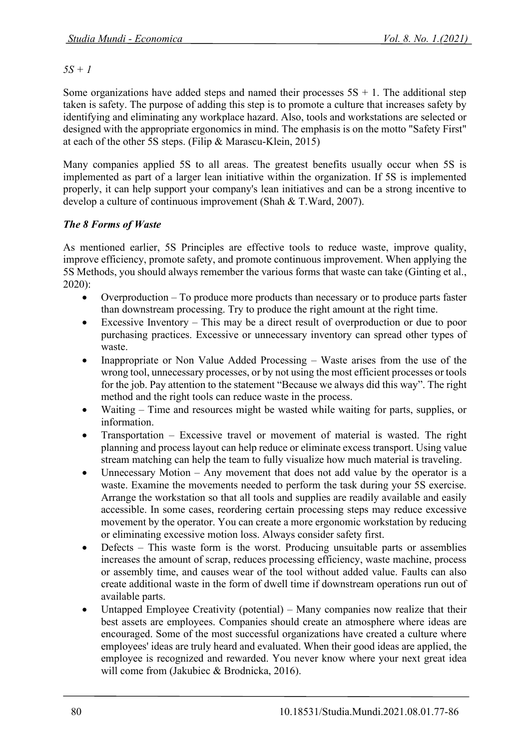*5S + 1*

Some organizations have added steps and named their processes 5S + 1. The additional step taken is safety. The purpose of adding this step is to promote a culture that increases safety by identifying and eliminating any workplace hazard. Also, tools and workstations are selected or designed with the appropriate ergonomics in mind. The emphasis is on the motto "Safety First" at each of the other 5S steps. (Filip & Marascu-Klein, 2015)

Many companies applied 5S to all areas. The greatest benefits usually occur when 5S is implemented as part of a larger lean initiative within the organization. If 5S is implemented properly, it can help support your company's lean initiatives and can be a strong incentive to develop a culture of continuous improvement (Shah & T.Ward, 2007).

***The 8 Forms of Waste***

As mentioned earlier, 5S Principles are effective tools to reduce waste, improve quality, improve efficiency, promote safety, and promote continuous improvement. When applying the 5S Methods, you should always remember the various forms that waste can take (Ginting et al., 2020):

- Overproduction – To produce more products than necessary or to produce parts faster than downstream processing. Try to produce the right amount at the right time.
- Excessive Inventory – This may be a direct result of overproduction or due to poor purchasing practices. Excessive or unnecessary inventory can spread other types of waste.
- Inappropriate or Non Value Added Processing – Waste arises from the use of the wrong tool, unnecessary processes, or by not using the most efficient processes or tools for the job. Pay attention to the statement "Because we always did this way". The right method and the right tools can reduce waste in the process.
- Waiting – Time and resources might be wasted while waiting for parts, supplies, or information.
- Transportation – Excessive travel or movement of material is wasted. The right planning and process layout can help reduce or eliminate excess transport. Using value stream matching can help the team to fully visualize how much material is traveling.
- Unnecessary Motion – Any movement that does not add value by the operator is a waste. Examine the movements needed to perform the task during your 5S exercise. Arrange the workstation so that all tools and supplies are readily available and easily accessible. In some cases, reordering certain processing steps may reduce excessive movement by the operator. You can create a more ergonomic workstation by reducing or eliminating excessive motion loss. Always consider safety first.
- Defects – This waste form is the worst. Producing unsuitable parts or assemblies increases the amount of scrap, reduces processing efficiency, waste machine, process or assembly time, and causes wear of the tool without added value. Faults can also create additional waste in the form of dwell time if downstream operations run out of available parts.
- Untapped Employee Creativity (potential) – Many companies now realize that their best assets are employees. Companies should create an atmosphere where ideas are encouraged. Some of the most successful organizations have created a culture where employees' ideas are truly heard and evaluated. When their good ideas are applied, the employee is recognized and rewarded. You never know where your next great idea will come from (Jakubiec & Brodnicka, 2016).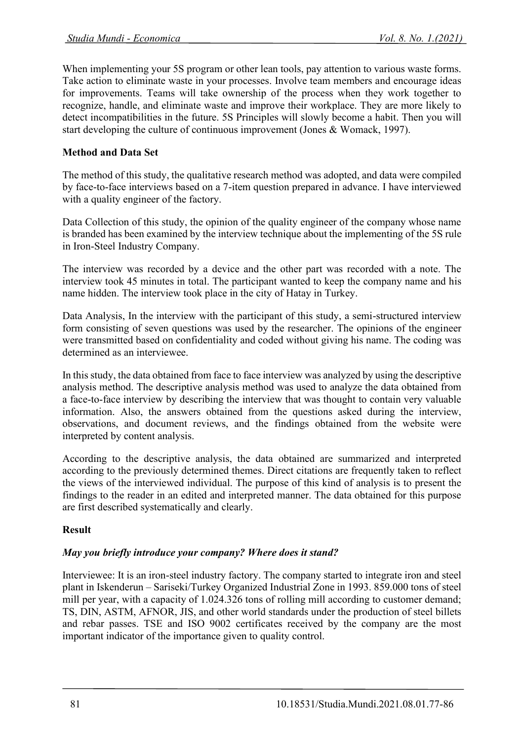When implementing your 5S program or other lean tools, pay attention to various waste forms. Take action to eliminate waste in your processes. Involve team members and encourage ideas for improvements. Teams will take ownership of the process when they work together to recognize, handle, and eliminate waste and improve their workplace. They are more likely to detect incompatibilities in the future. 5S Principles will slowly become a habit. Then you will start developing the culture of continuous improvement (Jones & Womack, 1997).

## Method and Data Set

The method of this study, the qualitative research method was adopted, and data were compiled by face-to-face interviews based on a 7-item question prepared in advance. I have interviewed with a quality engineer of the factory.

Data Collection of this study, the opinion of the quality engineer of the company whose name is branded has been examined by the interview technique about the implementing of the 5S rule in Iron-Steel Industry Company.

The interview was recorded by a device and the other part was recorded with a note. The interview took 45 minutes in total. The participant wanted to keep the company name and his name hidden. The interview took place in the city of Hatay in Turkey.

Data Analysis, In the interview with the participant of this study, a semi-structured interview form consisting of seven questions was used by the researcher. The opinions of the engineer were transmitted based on confidentiality and coded without giving his name. The coding was determined as an interviewee.

In this study, the data obtained from face to face interview was analyzed by using the descriptive analysis method. The descriptive analysis method was used to analyze the data obtained from a face-to-face interview by describing the interview that was thought to contain very valuable information. Also, the answers obtained from the questions asked during the interview, observations, and document reviews, and the findings obtained from the website were interpreted by content analysis.

According to the descriptive analysis, the data obtained are summarized and interpreted according to the previously determined themes. Direct citations are frequently taken to reflect the views of the interviewed individual. The purpose of this kind of analysis is to present the findings to the reader in an edited and interpreted manner. The data obtained for this purpose are first described systematically and clearly.

## Result

### *May you briefly introduce your company? Where does it stand?*

Interviewee: It is an iron-steel industry factory. The company started to integrate iron and steel plant in Iskenderun – Sariseki/Turkey Organized Industrial Zone in 1993. 859.000 tons of steel mill per year, with a capacity of 1.024.326 tons of rolling mill according to customer demand; TS, DIN, ASTM, AFNOR, JIS, and other world standards under the production of steel billets and rebar passes. TSE and ISO 9002 certificates received by the company are the most important indicator of the importance given to quality control.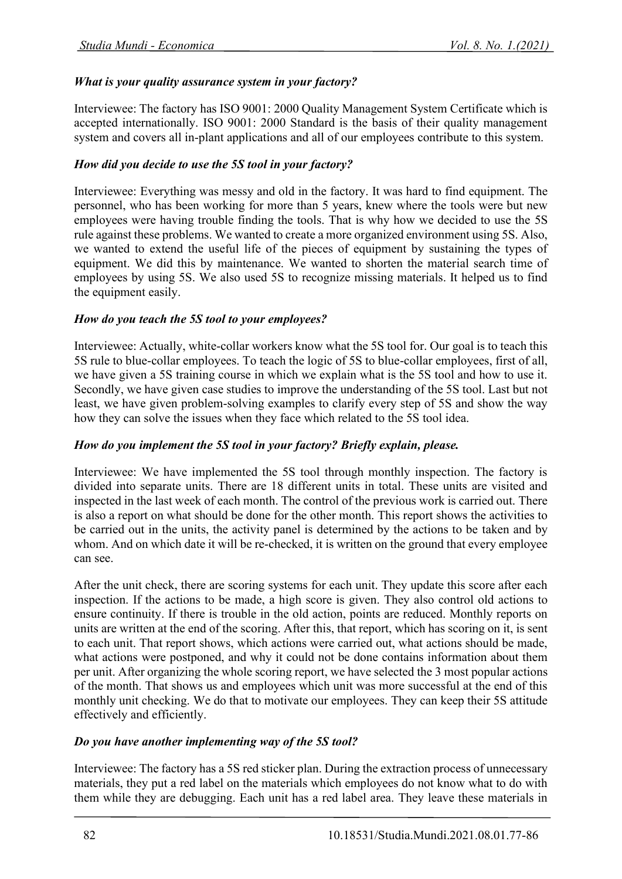***What is your quality assurance system in your factory?***

Interviewee: The factory has ISO 9001: 2000 Quality Management System Certificate which is accepted internationally. ISO 9001: 2000 Standard is the basis of their quality management system and covers all in-plant applications and all of our employees contribute to this system.

***How did you decide to use the 5S tool in your factory?***

Interviewee: Everything was messy and old in the factory. It was hard to find equipment. The personnel, who has been working for more than 5 years, knew where the tools were but new employees were having trouble finding the tools. That is why how we decided to use the 5S rule against these problems. We wanted to create a more organized environment using 5S. Also, we wanted to extend the useful life of the pieces of equipment by sustaining the types of equipment. We did this by maintenance. We wanted to shorten the material search time of employees by using 5S. We also used 5S to recognize missing materials. It helped us to find the equipment easily.

***How do you teach the 5S tool to your employees?***

Interviewee: Actually, white-collar workers know what the 5S tool for. Our goal is to teach this 5S rule to blue-collar employees. To teach the logic of 5S to blue-collar employees, first of all, we have given a 5S training course in which we explain what is the 5S tool and how to use it. Secondly, we have given case studies to improve the understanding of the 5S tool. Last but not least, we have given problem-solving examples to clarify every step of 5S and show the way how they can solve the issues when they face which related to the 5S tool idea.

***How do you implement the 5S tool in your factory? Briefly explain, please.***

Interviewee: We have implemented the 5S tool through monthly inspection. The factory is divided into separate units. There are 18 different units in total. These units are visited and inspected in the last week of each month. The control of the previous work is carried out. There is also a report on what should be done for the other month. This report shows the activities to be carried out in the units, the activity panel is determined by the actions to be taken and by whom. And on which date it will be re-checked, it is written on the ground that every employee can see.

After the unit check, there are scoring systems for each unit. They update this score after each inspection. If the actions to be made, a high score is given. They also control old actions to ensure continuity. If there is trouble in the old action, points are reduced. Monthly reports on units are written at the end of the scoring. After this, that report, which has scoring on it, is sent to each unit. That report shows, which actions were carried out, what actions should be made, what actions were postponed, and why it could not be done contains information about them per unit. After organizing the whole scoring report, we have selected the 3 most popular actions of the month. That shows us and employees which unit was more successful at the end of this monthly unit checking. We do that to motivate our employees. They can keep their 5S attitude effectively and efficiently.

***Do you have another implementing way of the 5S tool?***

Interviewee: The factory has a 5S red sticker plan. During the extraction process of unnecessary materials, they put a red label on the materials which employees do not know what to do with them while they are debugging. Each unit has a red label area. They leave these materials in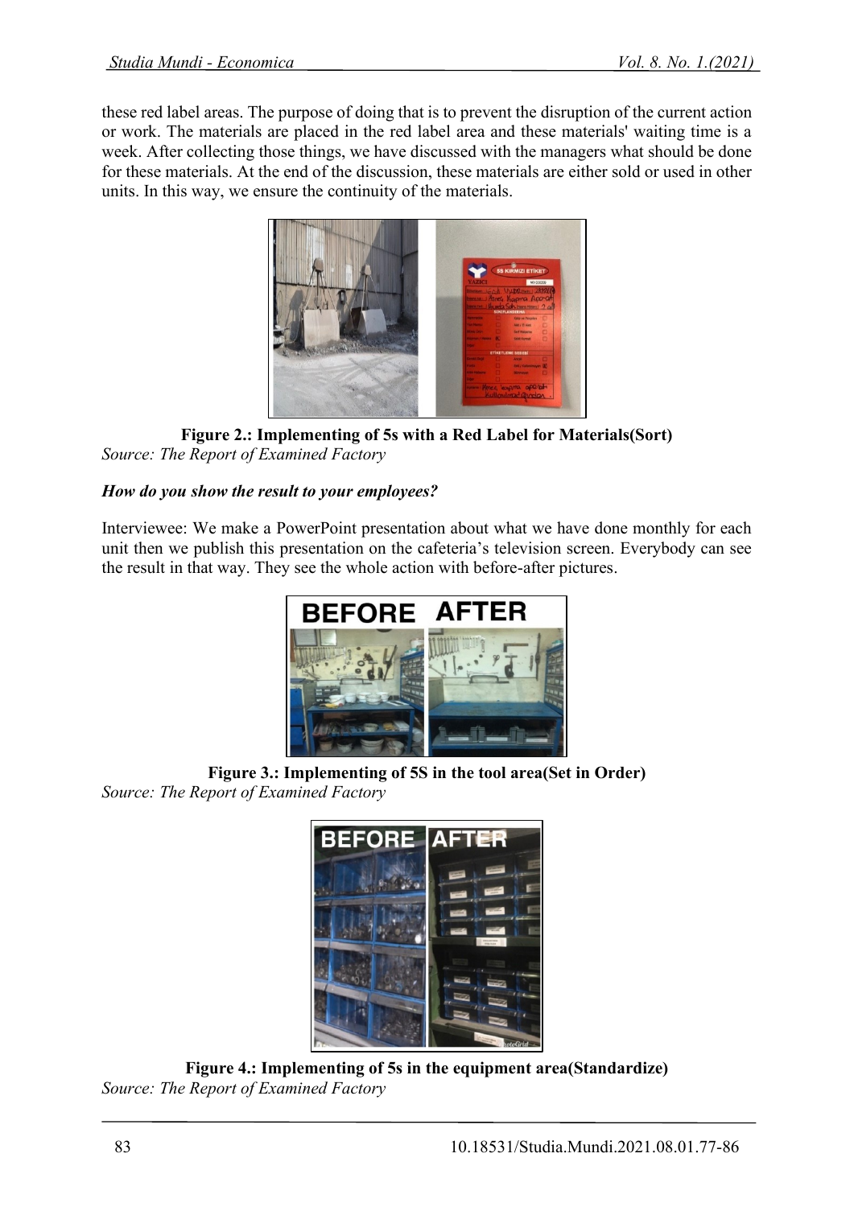these red label areas. The purpose of doing that is to prevent the disruption of the current action or work. The materials are placed in the red label area and these materials' waiting time is a week. After collecting those things, we have discussed with the managers what should be done for these materials. At the end of the discussion, these materials are either sold or used in other units. In this way, we ensure the continuity of the materials.

**Figure 2.: Implementing of 5s with a Red Label for Materials(Sort)**
*Source: The Report of Examined Factory*

***How do you show the result to your employees?***

Interviewee: We make a PowerPoint presentation about what we have done monthly for each unit then we publish this presentation on the cafeteria's television screen. Everybody can see the result in that way. They see the whole action with before-after pictures.

**Figure 3.: Implementing of 5S in the tool area(Set in Order)**
*Source: The Report of Examined Factory*

**Figure 4.: Implementing of 5s in the equipment area(Standardize)**
*Source: The Report of Examined Factory*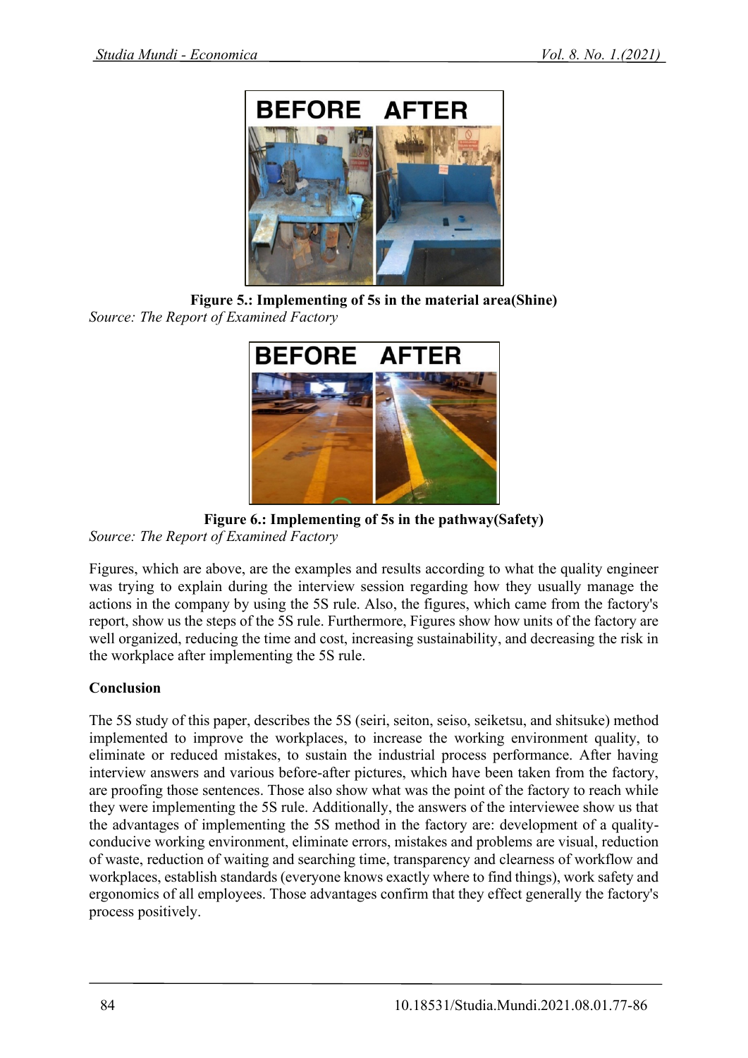**Figure 5.: Implementing of 5s in the material area(Shine)**

*Source: The Report of Examined Factory*

**Figure 6.: Implementing of 5s in the pathway(Safety)**

*Source: The Report of Examined Factory*

Figures, which are above, are the examples and results according to what the quality engineer was trying to explain during the interview session regarding how they usually manage the actions in the company by using the 5S rule. Also, the figures, which came from the factory's report, show us the steps of the 5S rule. Furthermore, Figures show how units of the factory are well organized, reducing the time and cost, increasing sustainability, and decreasing the risk in the workplace after implementing the 5S rule.

## Conclusion

The 5S study of this paper, describes the 5S (seiri, seiton, seiso, seiketsu, and shitsuke) method implemented to improve the workplaces, to increase the working environment quality, to eliminate or reduced mistakes, to sustain the industrial process performance. After having interview answers and various before-after pictures, which have been taken from the factory, are proofing those sentences. Those also show what was the point of the factory to reach while they were implementing the 5S rule. Additionally, the answers of the interviewee show us that the advantages of implementing the 5S method in the factory are: development of a quality-conducive working environment, eliminate errors, mistakes and problems are visual, reduction of waste, reduction of waiting and searching time, transparency and clearness of workflow and workplaces, establish standards (everyone knows exactly where to find things), work safety and ergonomics of all employees. Those advantages confirm that they effect generally the factory's process positively.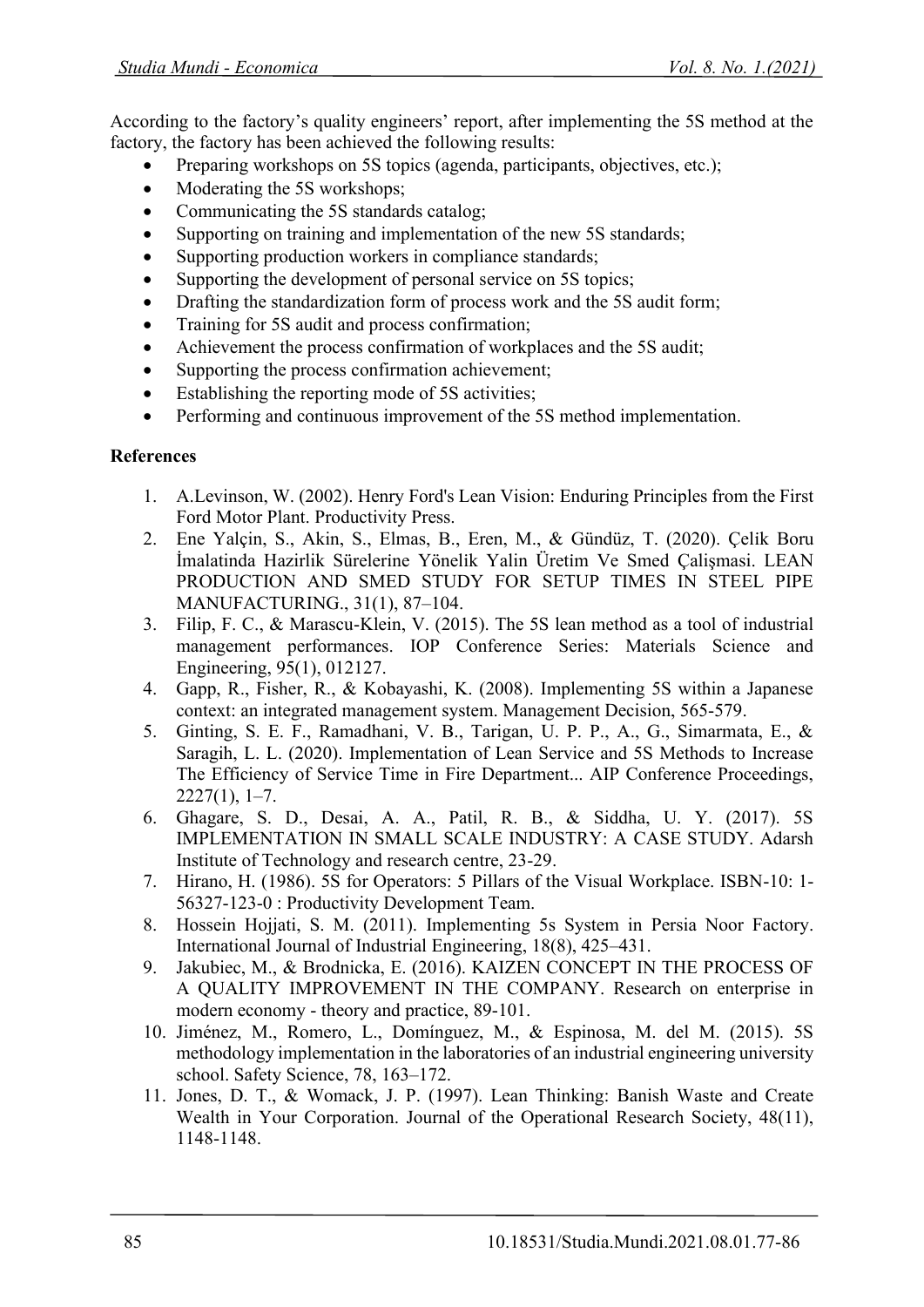According to the factory's quality engineers' report, after implementing the 5S method at the factory, the factory has been achieved the following results:

- Preparing workshops on 5S topics (agenda, participants, objectives, etc.);
- Moderating the 5S workshops;
- Communicating the 5S standards catalog;
- Supporting on training and implementation of the new 5S standards;
- Supporting production workers in compliance standards;
- Supporting the development of personal service on 5S topics;
- Drafting the standardization form of process work and the 5S audit form;
- Training for 5S audit and process confirmation;
- Achievement the process confirmation of workplaces and the 5S audit;
- Supporting the process confirmation achievement;
- Establishing the reporting mode of 5S activities;
- Performing and continuous improvement of the 5S method implementation.

**References**

1. A.Levinson, W. (2002). Henry Ford's Lean Vision: Enduring Principles from the First Ford Motor Plant. Productivity Press.
2. Ene Yalçin, S., Akin, S., Elmas, B., Eren, M., & Gündüz, T. (2020). Çelik Boru İmalatinda Hazirlik Sürelerine Yönelik Yalin Üretim Ve Smed Çalişmasi. LEAN PRODUCTION AND SMED STUDY FOR SETUP TIMES IN STEEL PIPE MANUFACTURING., 31(1), 87–104.
3. Filip, F. C., & Marascu-Klein, V. (2015). The 5S lean method as a tool of industrial management performances. IOP Conference Series: Materials Science and Engineering, 95(1), 012127.
4. Gapp, R., Fisher, R., & Kobayashi, K. (2008). Implementing 5S within a Japanese context: an integrated management system. Management Decision, 565-579.
5. Ginting, S. E. F., Ramadhani, V. B., Tarigan, U. P. P., A., G., Simarmata, E., & Saragih, L. L. (2020). Implementation of Lean Service and 5S Methods to Increase The Efficiency of Service Time in Fire Department... AIP Conference Proceedings, 2227(1), 1–7.
6. Ghagare, S. D., Desai, A. A., Patil, R. B., & Siddha, U. Y. (2017). 5S IMPLEMENTATION IN SMALL SCALE INDUSTRY: A CASE STUDY. Adarsh Institute of Technology and research centre, 23-29.
7. Hirano, H. (1986). 5S for Operators: 5 Pillars of the Visual Workplace. ISBN-10: 1-56327-123-0 : Productivity Development Team.
8. Hossein Hojjati, S. M. (2011). Implementing 5s System in Persia Noor Factory. International Journal of Industrial Engineering, 18(8), 425–431.
9. Jakubiec, M., & Brodnicka, E. (2016). KAIZEN CONCEPT IN THE PROCESS OF A QUALITY IMPROVEMENT IN THE COMPANY. Research on enterprise in modern economy - theory and practice, 89-101.
10. Jiménez, M., Romero, L., Domínguez, M., & Espinosa, M. del M. (2015). 5S methodology implementation in the laboratories of an industrial engineering university school. Safety Science, 78, 163–172.
11. Jones, D. T., & Womack, J. P. (1997). Lean Thinking: Banish Waste and Create Wealth in Your Corporation. Journal of the Operational Research Society, 48(11), 1148-1148.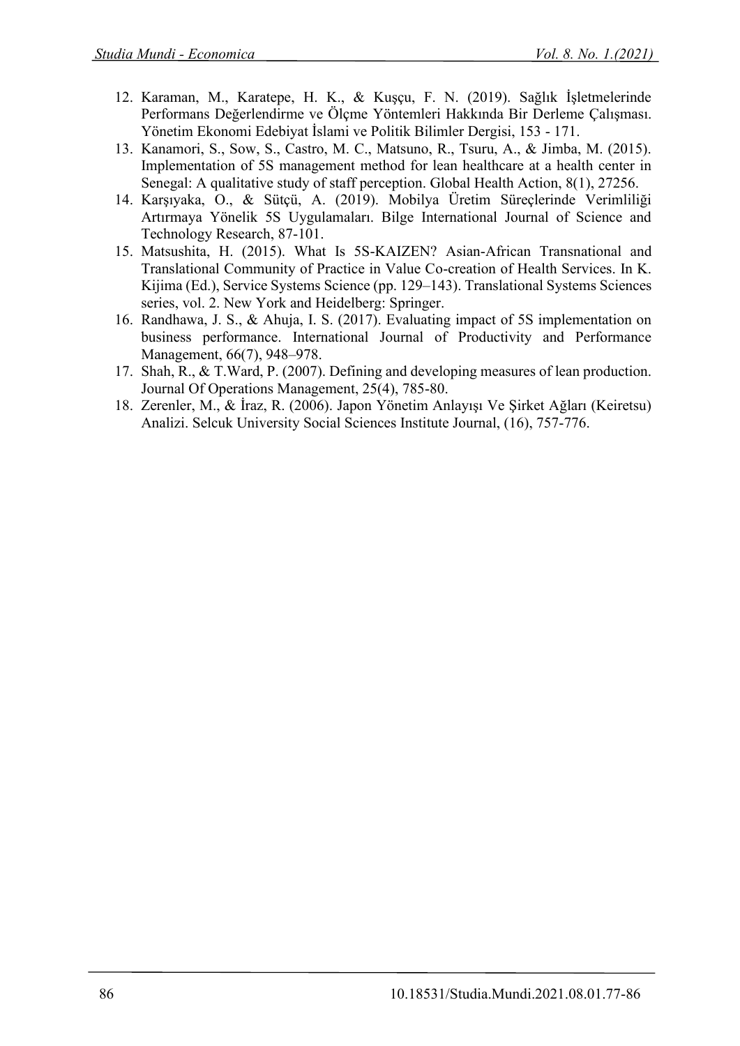12. Karaman, M., Karatepe, H. K., & Kuşçu, F. N. (2019). Sağlık İşletmelerinde Performans Değerlendirme ve Ölçme Yöntemleri Hakkında Bir Derleme Çalışması. Yönetim Ekonomi Edebiyat İslami ve Politik Bilimler Dergisi, 153 - 171.
13. Kanamori, S., Sow, S., Castro, M. C., Matsuno, R., Tsuru, A., & Jimba, M. (2015). Implementation of 5S management method for lean healthcare at a health center in Senegal: A qualitative study of staff perception. Global Health Action, 8(1), 27256.
14. Karşıyaka, O., & Sütçü, A. (2019). Mobilya Üretim Süreçlerinde Verimliliği Artırmaya Yönelik 5S Uygulamaları. Bilge International Journal of Science and Technology Research, 87-101.
15. Matsushita, H. (2015). What Is 5S-KAIZEN? Asian-African Transnational and Translational Community of Practice in Value Co-creation of Health Services. In K. Kijima (Ed.), Service Systems Science (pp. 129–143). Translational Systems Sciences series, vol. 2. New York and Heidelberg: Springer.
16. Randhawa, J. S., & Ahuja, I. S. (2017). Evaluating impact of 5S implementation on business performance. International Journal of Productivity and Performance Management, 66(7), 948–978.
17. Shah, R., & T.Ward, P. (2007). Defining and developing measures of lean production. Journal Of Operations Management, 25(4), 785-80.
18. Zerenler, M., & İraz, R. (2006). Japon Yönetim Anlayışı Ve Şirket Ağları (Keiretsu) Analizi. Selcuk University Social Sciences Institute Journal, (16), 757-776.